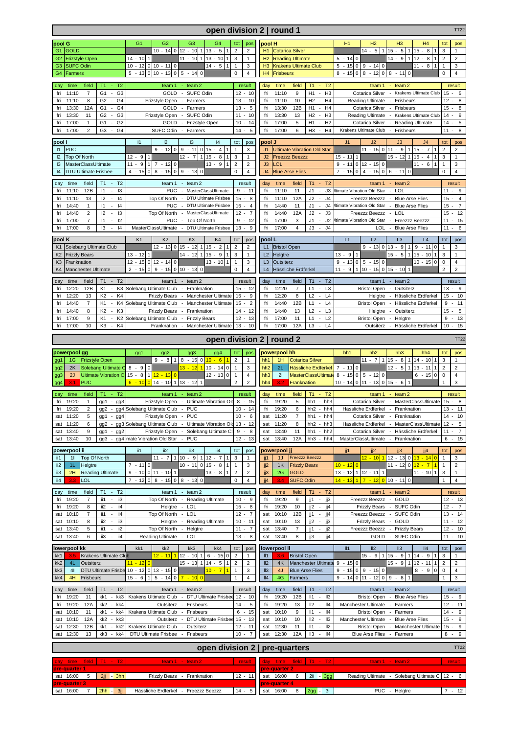# open division 2 | round 1

TT22

| pool G | | G1 | G2 | G3 | G4 | tot | pos |
|---|---|---|---|---|---|---|---|
| G1 | GOLD | | 10 - 14 0 | 12 - 10 1 | 13 - 5 1 | 2 | 2 |
| G2 | Frizstyle Open | 14 - 10 1 | | 11 - 10 1 | 13 - 10 1 | 3 | 1 |
| G3 | SUFC Odin | 10 - 12 0 | 10 - 11 0 | | 14 - 5 1 | 1 | 3 |
| G4 | Farmers | 5 - 13 0 | 10 - 13 0 | 5 - 14 0 | | 0 | 4 |

| day | time | field | T1 - T2 | team 1 - team 2 | result |
|---|---|---|---|---|---|
| fri | 11:10 | 7 | G1 - G3 | GOLD - SUFC Odin | 12 - 10 |
| fri | 11:10 | 8 | G2 - G4 | Frizstyle Open - Farmers | 13 - 10 |
| fri | 13:30 | 12A | G1 - G4 | GOLD - Farmers | 13 - 5 |
| fri | 13:30 | 11 | G2 - G3 | Frizstyle Open - SUFC Odin | 11 - 10 |
| fri | 17:00 | 1 | G1 - G2 | GOLD - Frizstyle Open | 10 - 14 |
| fri | 17:00 | 2 | G3 - G4 | SUFC Odin - Farmers | 14 - 5 |

| pool H | | H1 | H2 | H3 | H4 | tot | pos |
|---|---|---|---|---|---|---|---|
| H1 | Cotarica Silver | | 14 - 5 1 | 15 - 5 1 | 15 - 8 1 | 3 | 1 |
| H2 | Reading Ultimate | 5 - 14 0 | | 14 - 9 1 | 12 - 8 1 | 2 | 2 |
| H3 | Krakens Ultimate Club | 5 - 15 0 | 9 - 14 0 | | 11 - 8 1 | 1 | 3 |
| H4 | Frisbeurs | 8 - 15 0 | 8 - 12 0 | 8 - 11 0 | | 0 | 4 |

| day | time | field | T1 - T2 | team 1 - team 2 | result |
|---|---|---|---|---|---|
| fri | 11:10 | 9 | H1 - H3 | Cotarica Silver - Krakens Ultimate Club | 15 - 5 |
| fri | 11:10 | 10 | H2 - H4 | Reading Ultimate - Frisbeurs | 12 - 8 |
| fri | 13:30 | 12B | H1 - H4 | Cotarica Silver - Frisbeurs | 15 - 8 |
| fri | 13:30 | 13 | H2 - H3 | Reading Ultimate - Krakens Ultimate Club | 14 - 9 |
| fri | 17:00 | 5 | H1 - H2 | Cotarica Silver - Reading Ultimate | 14 - 5 |
| fri | 17:00 | 6 | H3 - H4 | Krakens Ultimate Club - Frisbeurs | 11 - 8 |

| pool I | | I1 | I2 | I3 | I4 | tot | pos |
|---|---|---|---|---|---|---|---|
| I1 | PUC | | 9 - 12 0 | 9 - 11 0 | 15 - 4 1 | 1 | 3 |
| I2 | Top Of North | 12 - 9 1 | | 12 - 7 1 | 15 - 8 1 | 3 | 1 |
| I3 | MasterClassUltimate | 11 - 9 1 | 7 - 12 0 | | 13 - 9 1 | 2 | 2 |
| I4 | DTU Ultimate Frisbee | 4 - 15 0 | 8 - 15 0 | 9 - 13 0 | | 0 | 4 |

| day | time | field | T1 - T2 | team 1 - team 2 | result |
|---|---|---|---|---|---|
| fri | 11:10 | 12B | I1 - I3 | PUC - MasterClassUltimate | 9 - 11 |
| fri | 11:10 | 13 | I2 - I4 | Top Of North - DTU Ultimate Frisbee | 15 - 8 |
| fri | 14:40 | 1 | I1 - I4 | PUC - DTU Ultimate Frisbee | 15 - 4 |
| fri | 14:40 | 2 | I2 - I3 | Top Of North - MasterClassUltimate | 12 - 7 |
| fri | 17:00 | 7 | I1 - I2 | PUC - Top Of North | 9 - 12 |
| fri | 17:00 | 8 | I3 - I4 | MasterClassUltimate - DTU Ultimate Frisbee | 13 - 9 |

| pool J | | J1 | J2 | J3 | J4 | tot | pos |
|---|---|---|---|---|---|---|---|
| J1 | Ultimate Vibration Old Star | | 11 - 15 0 | 11 - 9 1 | 15 - 7 1 | 2 | 2 |
| J2 | Freezzz Beezzz | 15 - 11 1 | | 15 - 12 1 | 15 - 4 1 | 3 | 1 |
| J3 | LOL | 9 - 11 0 | 12 - 15 0 | | 11 - 6 1 | 1 | 3 |
| J4 | Blue Arse Flies | 7 - 15 0 | 4 - 15 0 | 6 - 11 0 | | 0 | 4 |

| day | time | field | T1 - T2 | team 1 - team 2 | result |
|---|---|---|---|---|---|
| fri | 11:10 | 11 | J1 - J3 | Ultimate Vibration Old Star - LOL | 11 - 9 |
| fri | 11:10 | 12A | J2 - J4 | Freezzz Beezzz - Blue Arse Flies | 15 - 4 |
| fri | 14:40 | 11 | J1 - J4 | Ultimate Vibration Old Star - Blue Arse Flies | 15 - 7 |
| fri | 14:40 | 12A | J2 - J3 | Freezzz Beezzz - LOL | 15 - 12 |
| fri | 17:00 | 3 | J1 - J2 | Ultimate Vibration Old Star - Freezzz Beezzz | 11 - 15 |
| fri | 17:00 | 4 | J3 - J4 | LOL - Blue Arse Flies | 11 - 6 |

| pool K | | K1 | K2 | K3 | K4 | tot | pos |
|---|---|---|---|---|---|---|---|
| K1 | Solebang Ultimate Club | | 12 - 13 0 | 15 - 12 1 | 15 - 2 1 | 2 | 2 |
| K2 | Frizzly Bears | 13 - 12 1 | | 14 - 12 1 | 15 - 9 1 | 3 | 1 |
| K3 | Frankn ation | 12 - 15 0 | 12 - 14 0 | | 13 - 10 1 | 1 | 3 |
| K4 | Manchester Ultimate | 2 - 15 0 | 9 - 15 0 | 10 - 13 0 | | 0 | 4 |

| day | time | field | T1 - T2 | team 1 - team 2 | result |
|---|---|---|---|---|---|
| fri | 12:20 | 12B | K1 - K3 | Solebang Ultimate Club - Franknation | 15 - 12 |
| fri | 12:20 | 13 | K2 - K4 | Frizzly Bears - Manchester Ultimate | 15 - 9 |
| fri | 14:40 | 7 | K1 - K4 | Solebang Ultimate Club - Manchester Ultimate | 15 - 2 |
| fri | 14:40 | 8 | K2 - K3 | Frizzly Bears - Franknation | 14 - 12 |
| fri | 17:00 | 9 | K1 - K2 | Solebang Ultimate Club - Frizzly Bears | 12 - 13 |
| fri | 17:00 | 10 | K3 - K4 | Franknation - Manchester Ultimate | 13 - 10 |

| pool L | | L1 | L2 | L3 | L4 | tot | pos |
|---|---|---|---|---|---|---|---|
| L1 | Bristol Open | | 9 - 13 0 | 13 - 9 1 | 9 - 11 0 | 1 | 3 |
| L2 | Helgtre | 13 - 9 1 | | 15 - 5 1 | 15 - 10 1 | 3 | 1 |
| L3 | Outsiterz | 9 - 13 0 | 5 - 15 0 | | 10 - 15 0 | 0 | 4 |
| L4 | Hässliche Erdferkel | 11 - 9 1 | 10 - 15 0 | 15 - 10 1 | | 2 | 2 |

| day | time | field | T1 - T2 | team 1 - team 2 | result |
|---|---|---|---|---|---|
| fri | 12:20 | 7 | L1 - L3 | Bristol Open - Outsiterz | 13 - 9 |
| fri | 12:20 | 8 | L2 - L4 | Helgtre - Hässliche Erdferkel | 15 - 10 |
| fri | 14:40 | 12B | L1 - L4 | Bristol Open - Hässliche Erdferkel | 9 - 11 |
| fri | 14:40 | 13 | L2 - L3 | Helgtre - Outsiterz | 15 - 5 |
| fri | 17:00 | 11 | L1 - L2 | Bristol Open - Helgtre | 9 - 13 |
| fri | 17:00 | 12A | L3 - L4 | Outsiterz - Hässliche Erdferkel | 10 - 15 |

# open division 2 | round 2

TT22

| powerpool gg | | | gg1 | gg2 | gg3 | gg4 | tot | pos |
|---|---|---|---|---|---|---|---|---|
| gg1 | 1G | Frizstyle Open | | 9 - 8 1 | 8 - 15 0 | 10 - 6 1 | 2 | 1 |
| gg2 | 2K | Solebang Ultimate C | 8 - 9 0 | | 13 - 12 1 | 10 - 14 0 | 1 | 3 |
| gg3 | 2J | Ultimate Vibration Ol | 15 - 8 1 | 12 - 13 0 | | 12 - 13 0 | 1 | 4 |
| gg4 | 3.1 | PUC | 6 - 10 0 | 14 - 10 1 | 13 - 12 1 | | 2 | 2 |

| day | time | field | T1 - T2 | team 1 - team 2 | result |
|---|---|---|---|---|---|
| fri | 19:20 | 1 | gg1 - gg3 | Frizstyle Open - Ultimate Vibration Old | 8 - 15 |
| fri | 19:20 | 2 | gg2 - gg4 | Solebang Ultimate Club - PUC | 10 - 14 |
| sat | 11:20 | 5 | gg1 - gg4 | Frizstyle Open - PUC | 10 - 6 |
| sat | 11:20 | 6 | gg2 - gg3 | Solebang Ultimate Club - Ultimate Vibration Old | 13 - 12 |
| sat | 13:40 | 9 | gg1 - gg2 | Frizstyle Open - Solebang Ultimate Clu | 9 - 8 |
| sat | 13:40 | 10 | gg3 - gg4 | Ultimate Vibration Old Star - PUC | 12 - 13 |

| powerpool hh | | | hh1 | hh2 | hh3 | hh4 | tot | pos |
|---|---|---|---|---|---|---|---|---|
| hh1 | 1H | Cotarica Silver | | 11 - 7 1 | 15 - 8 1 | 14 - 10 1 | 3 | 1 |
| hh2 | 2L | Hässliche Erdferkel | 7 - 11 0 | | 12 - 5 1 | 13 - 11 1 | 2 | 2 |
| hh3 | 2I | MasterClassUltimate | 8 - 15 0 | 5 - 12 0 | | 6 - 15 0 | 0 | 4 |
| hh4 | 3.2 | Franknation | 10 - 14 0 | 11 - 13 0 | 15 - 6 1 | | 1 | 3 |

| day | time | field | T1 - T2 | team 1 - team 2 | result |
|---|---|---|---|---|---|
| fri | 19:20 | 5 | hh1 - hh3 | Cotarica Silver - MasterClassUltimate | 15 - 8 |
| fri | 19:20 | 6 | hh2 - hh4 | Hässliche Erdferkel - Franknation | 13 - 11 |
| sat | 11:20 | 7 | hh1 - hh4 | Cotarica Silver - Franknation | 14 - 10 |
| sat | 11:20 | 8 | hh2 - hh3 | Hässliche Erdferkel - MasterClassUltimate | 12 - 5 |
| sat | 13:40 | 11 | hh1 - hh2 | Cotarica Silver - Hässliche Erdferkel | 11 - 7 |
| sat | 13:40 | 12A | hh3 - hh4 | MasterClassUltimate - Franknation | 6 - 15 |

| powerpool ii | | | ii1 | ii2 | ii3 | ii4 | tot | pos |
|---|---|---|---|---|---|---|---|---|
| ii1 | 1I | Top Of North | | 11 - 7 1 | 10 - 9 1 | 12 - 7 1 | 3 | 1 |
| ii2 | 1L | Helgtre | 7 - 11 0 | | 10 - 11 0 | 15 - 8 1 | 1 | 3 |
| ii3 | 2H | Reading Ultimate | 9 - 10 0 | 11 - 10 1 | | 13 - 8 1 | 2 | 2 |
| ii4 | 3.3 | LOL | 7 - 12 0 | 8 - 15 0 | 8 - 13 0 | | 0 | 4 |

| day | time | field | T1 - T2 | team 1 - team 2 | result |
|---|---|---|---|---|---|
| fri | 19:20 | 7 | ii1 - ii3 | Top Of North - Reading Ultimate | 10 - 9 |
| fri | 19:20 | 8 | ii2 - ii4 | Helgtre - LOL | 15 - 8 |
| sat | 10:10 | 7 | ii1 - ii4 | Top Of North - LOL | 12 - 7 |
| sat | 10:10 | 8 | ii2 - ii3 | Helgtre - Reading Ultimate | 10 - 11 |
| sat | 13:40 | 5 | ii1 - ii2 | Top Of North - Helgtre | 11 - 7 |
| sat | 13:40 | 6 | ii3 - ii4 | Reading Ultimate - LOL | 13 - 8 |

| powerpool jj | | | jj1 | jj2 | jj3 | jj4 | tot | pos |
|---|---|---|---|---|---|---|---|---|
| jj1 | 1J | Freezzz Beezzz | | 12 - 10 1 | 12 - 13 0 | 13 - 14 0 | 1 | 3 |
| jj2 | 1K | Frizzly Bears | 10 - 12 0 | | 11 - 12 0 | 12 - 7 1 | 1 | 2 |
| jj3 | 2G | GOLD | 13 - 12 1 | 12 - 11 1 | | 11 - 10 1 | 3 | 1 |
| jj4 | 3.4 | SUFC Odin | 14 - 13 1 | 7 - 12 0 | 10 - 11 0 | | 1 | 4 |

| day | time | field | T1 - T2 | team 1 - team 2 | result |
|---|---|---|---|---|---|
| fri | 19:20 | 9 | jj1 - jj3 | Freezzz Beezzz - GOLD | 12 - 13 |
| fri | 19:20 | 10 | jj2 - jj4 | Frizzly Bears - SUFC Odin | 12 - 7 |
| sat | 10:10 | 12B | jj1 - jj4 | Freezzz Beezzz - SUFC Odin | 13 - 14 |
| sat | 10:10 | 13 | jj2 - jj3 | Frizzly Bears - GOLD | 11 - 12 |
| sat | 13:40 | 7 | jj1 - jj2 | Freezzz Beezzz - Frizzly Bears | 12 - 10 |
| sat | 13:40 | 8 | jj3 - jj4 | GOLD - SUFC Odin | 11 - 10 |

| lowerpool kk | | | kk1 | kk2 | kk3 | kk4 | tot | pos |
|---|---|---|---|---|---|---|---|---|
| kk1 | 3.5 | Krakens Ultimate Club | | 12 - 11 1 | 12 - 10 1 | 6 - 15 0 | 2 | 1 |
| kk2 | 4L | Outsiterz | 11 - 12 0 | | 15 - 13 1 | 14 - 5 1 | 2 | 2 |
| kk3 | 4I | DTU Ultimate Frisbe | 10 - 12 0 | 13 - 15 0 | | 10 - 7 1 | 1 | 3 |
| kk4 | 4H | Frisbeurs | 15 - 6 1 | 5 - 14 0 | 7 - 10 0 | | 1 | 4 |

| day | time | field | T1 - T2 | team 1 - team 2 | result |
|---|---|---|---|---|---|
| fri | 19:20 | 11 | kk1 - kk3 | Krakens Ultimate Club - DTU Ultimate Frisbee | 12 - 10 |
| fri | 19:20 | 12A | kk2 - kk4 | Outsiterz - Frisbeurs | 14 - 5 |
| sat | 10:10 | 11 | kk1 - kk4 | Krakens Ultimate Club - Frisbeurs | 6 - 15 |
| sat | 10:10 | 12A | kk2 - kk3 | Outsiterz - DTU Ultimate Frisbee | 15 - 13 |
| sat | 12:30 | 12B | kk1 - kk2 | Krakens Ultimate Club - Outsiterz | 12 - 11 |
| sat | 12:30 | 13 | kk3 - kk4 | DTU Ultimate Frisbee - Frisbeurs | 10 - 7 |

| lowerpool ll | | | ll1 | ll2 | ll3 | ll4 | tot | pos |
|---|---|---|---|---|---|---|---|---|
| ll1 | 3.6 | Bristol Open | | 15 - 9 1 | 15 - 9 1 | 14 - 9 1 | 3 | 1 |
| ll2 | 4K | Manchester Ultimate | 9 - 15 0 | | 15 - 9 1 | 12 - 11 1 | 2 | 2 |
| ll3 | 4J | Blue Arse Flies | 9 - 15 0 | 9 - 15 0 | | 8 - 9 0 | 0 | 4 |
| ll4 | 4G | Farmers | 9 - 14 0 | 11 - 12 0 | 9 - 8 1 | | 1 | 3 |

| day | time | field | T1 - T2 | team 1 - team 2 | result |
|---|---|---|---|---|---|
| fri | 19:20 | 12B | ll1 - ll3 | Bristol Open - Blue Arse Flies | 15 - 9 |
| fri | 19:20 | 13 | ll2 - ll4 | Manchester Ultimate - Farmers | 12 - 11 |
| sat | 10:10 | 9 | ll1 - ll4 | Bristol Open - Farmers | 14 - 9 |
| sat | 10:10 | 10 | ll2 - ll3 | Manchester Ultimate - Blue Arse Flies | 15 - 9 |
| sat | 12:30 | 11 | ll1 - ll2 | Bristol Open - Manchester Ultimate | 15 - 9 |
| sat | 12:30 | 12A | ll3 - ll4 | Blue Arse Flies - Farmers | 8 - 9 |

# open division 2 | pre-quarters

TT22

| day | time | field | T1 - T2 | team 1 - team 2 | result |
|---|---|---|---|---|---|
| **pre-quarter 1** | | | | | |
| sat | 16:00 | 5 | 2jj - 3hh | Frizzly Bears - Franknation | 12 - 11 |
| **pre-quarter 3** | | | | | |
| sat | 16:00 | 7 | 2hh - 3jj | Hässliche Erdferkel - Freezzz Beezzz | 14 - 5 |

| day | time | field | T1 - T2 | team 1 - team 2 | result |
|---|---|---|---|---|---|
| **pre-quarter 2** | | | | | |
| sat | 16:00 | 6 | 2ii - 3gg | Reading Ultimate - Solebang Ultimate Cl | 12 - 6 |
| **pre-quarter 4** | | | | | |
| sat | 16:00 | 8 | 2gg - 3ii | PUC - Helgtre | 7 - 12 |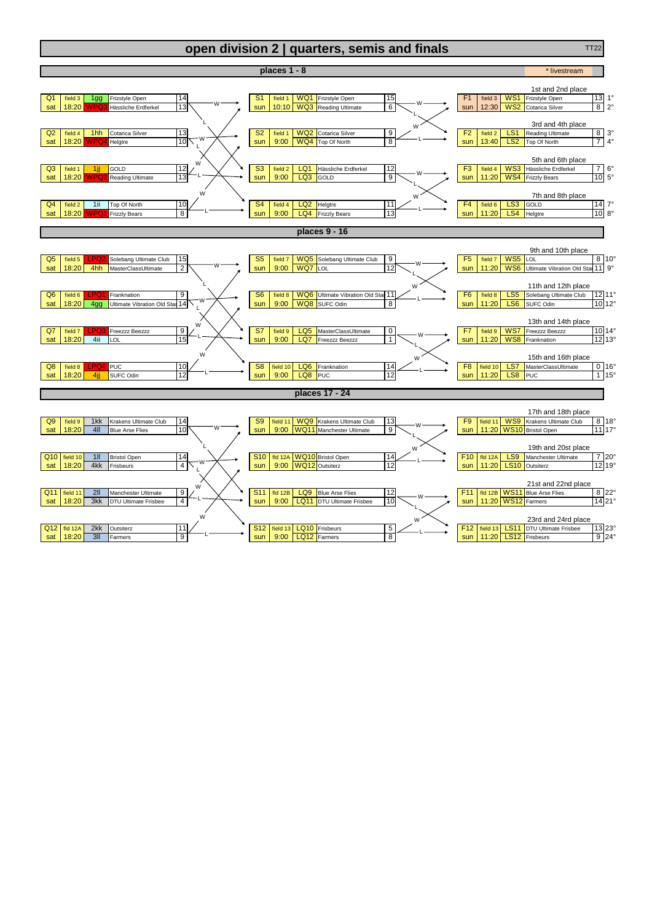# open division 2 | quarters, semis and finals

TT22

## places 1 - 8

* livestream

| Game | Day/Time | Field | Seed | Team | Score |
|---|---|---|---|---|---|
| Q1 | sat 18:20 | field 3 | 1gg | Frizstyle Open | 14 |
| | | | WPQ3 | Hässliche Erdferkel | 13 |
| Q2 | sat 18:20 | field 4 | 1hh | Cotarica Silver | 13 |
| | | | WPQ4 | Helgtre | 10 |
| Q3 | sat 18:20 | field 1 | 1jj | GOLD | 12 |
| | | | WPQ2 | Reading Ultimate | 13 |
| Q4 | sat 18:20 | field 2 | 1ii | Top Of North | 10 |
| | | | WPQ1 | Frizzly Bears | 8 |

| Game | Day/Time | Field | Seed | Team | Score |
|---|---|---|---|---|---|
| S1 | sun 10:10 | field 1 | WQ1 | Frizstyle Open | 15 |
| | | | WQ3 | Reading Ultimate | 6 |
| S2 | sun 9:00 | field 1 | WQ2 | Cotarica Silver | 9 |
| | | | WQ4 | Top Of North | 8 |
| S3 | sun 9:00 | field 2 | LQ1 | Hässliche Erdferkel | 12 |
| | | | LQ3 | GOLD | 9 |
| S4 | sun 9:00 | field 4 | LQ2 | Helgtre | 11 |
| | | | LQ4 | Frizzly Bears | 13 |

| Game | Place | Day/Time | Field | Seed | Team | Score | Rank |
|---|---|---|---|---|---|---|---|
| F1 | 1st and 2nd place | sun 12:30 | field 3 | WS1 | Frizstyle Open | 13 | 1° |
| | | | | WS2 | Cotarica Silver | 8 | 2° |
| F2 | 3rd and 4th place | sun 13:40 | field 2 | LS1 | Reading Ultimate | 8 | 3° |
| | | | | LS2 | Top Of North | 7 | 4° |
| F3 | 5th and 6th place | sun 11:20 | field 4 | WS3 | Hässliche Erdferkel | 7 | 6° |
| | | | | WS4 | Frizzly Bears | 10 | 5° |
| F4 | 7th and 8th place | sun 11:20 | field 6 | LS3 | GOLD | 14 | 7° |
| | | | | LS4 | Helgtre | 10 | 8° |

## places 9 - 16

| Game | Day/Time | Field | Seed | Team | Score |
|---|---|---|---|---|---|
| Q5 | sat 18:20 | field 5 | LPQ2 | Solebang Ultimate Club | 15 |
| | | | 4hh | MasterClassUltimate | 2 |
| Q6 | sat 18:20 | field 6 | LPQ1 | Franknation | 9 |
| | | | 4gg | Ultimate Vibration Old Star | 14 |
| Q7 | sat 18:20 | field 7 | LPQ3 | Freezzz Beezzz | 9 |
| | | | 4ii | LOL | 15 |
| Q8 | sat 18:20 | field 8 | LPQ4 | PUC | 10 |
| | | | 4jj | SUFC Odin | 12 |

| Game | Day/Time | Field | Seed | Team | Score |
|---|---|---|---|---|---|
| S5 | sun 9:00 | field 7 | WQ5 | Solebang Ultimate Club | 9 |
| | | | WQ7 | LOL | 12 |
| S6 | sun 9:00 | field 8 | WQ6 | Ultimate Vibration Old Star | 11 |
| | | | WQ8 | SUFC Odin | 8 |
| S7 | sun 9:00 | field 9 | LQ5 | MasterClassUltimate | 0 |
| | | | LQ7 | Freezzz Beezzz | 1 |
| S8 | sun 9:00 | field 10 | LQ6 | Franknation | 14 |
| | | | LQ8 | PUC | 12 |

| Game | Place | Day/Time | Field | Seed | Team | Score | Rank |
|---|---|---|---|---|---|---|---|
| F5 | 9th and 10th place | sun 11:20 | field 7 | WS5 | LOL | 8 | 10° |
| | | | | WS6 | Ultimate Vibration Old Star | 11 | 9° |
| F6 | 11th and 12th place | sun 11:20 | field 8 | LS5 | Solebang Ultimate Club | 12 | 11° |
| | | | | LS6 | SUFC Odin | 10 | 12° |
| F7 | 13th and 14th place | sun 11:20 | field 9 | WS7 | Freezzz Beezzz | 10 | 14° |
| | | | | WS8 | Franknation | 12 | 13° |
| F8 | 15th and 16th place | sun 11:20 | field 10 | LS7 | MasterClassUltimate | 0 | 16° |
| | | | | LS8 | PUC | 1 | 15° |

## places 17 - 24

| Game | Day/Time | Field | Seed | Team | Score |
|---|---|---|---|---|---|
| Q9 | sat 18:20 | field 9 | 1kk | Krakens Ultimate Club | 14 |
| | | | 4ll | Blue Arse Flies | 10 |
| Q10 | sat 18:20 | field 10 | 1ll | Bristol Open | 14 |
| | | | 4kk | Frisbeurs | 4 |
| Q11 | sat 18:20 | field 11 | 2ll | Manchester Ultimate | 9 |
| | | | 3kk | DTU Ultimate Frisbee | 4 |
| Q12 | sat 18:20 | fld 12A | 2kk | Outsiterz | 11 |
| | | | 3ll | Farmers | 9 |

| Game | Day/Time | Field | Seed | Team | Score |
|---|---|---|---|---|---|
| S9 | sun 9:00 | field 11 | WQ9 | Krakens Ultimate Club | 13 |
| | | | WQ11 | Manchester Ultimate | 9 |
| S10 | sun 9:00 | fld 12A | WQ10 | Bristol Open | 14 |
| | | | WQ12 | Outsiterz | 12 |
| S11 | sun 9:00 | fld 12B | LQ9 | Blue Arse Flies | 12 |
| | | | LQ11 | DTU Ultimate Frisbee | 10 |
| S12 | sun 9:00 | field 13 | LQ10 | Frisbeurs | 5 |
| | | | LQ12 | Farmers | 8 |

| Game | Place | Day/Time | Field | Seed | Team | Score | Rank |
|---|---|---|---|---|---|---|---|
| F9 | 17th and 18th place | sun 11:20 | field 11 | WS9 | Krakens Ultimate Club | 8 | 18° |
| | | | | WS10 | Bristol Open | 11 | 17° |
| F10 | 19th and 20st place | sun 11:20 | fld 12A | LS9 | Manchester Ultimate | 7 | 20° |
| | | | | LS10 | Outsiterz | 12 | 19° |
| F11 | 21st and 22nd place | sun 11:20 | fld 12B | WS11 | Blue Arse Flies | 8 | 22° |
| | | | | WS12 | Farmers | 14 | 21° |
| F12 | 23rd and 24rd place | sun 11:20 | field 13 | LS11 | DTU Ultimate Frisbee | 13 | 23° |
| | | | | LS12 | Frisbeurs | 9 | 24° |